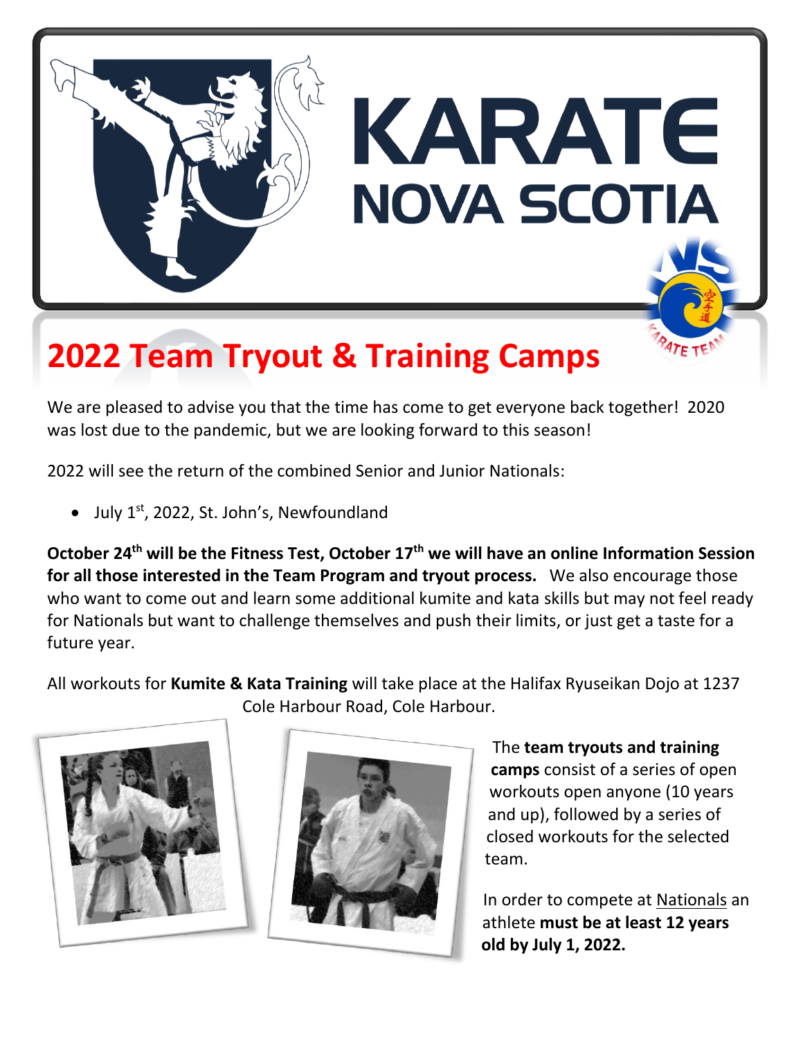# KARATE NOVA SCOTIA

## 2022 Team Tryout & Training Camps

We are pleased to advise you that the time has come to get everyone back together! 2020 was lost due to the pandemic, but we are looking forward to this season!

2022 will see the return of the combined Senior and Junior Nationals:

- July 1st, 2022, St. John's, Newfoundland

**October 24th will be the Fitness Test, October 17th we will have an online Information Session for all those interested in the Team Program and tryout process.** We also encourage those who want to come out and learn some additional kumite and kata skills but may not feel ready for Nationals but want to challenge themselves and push their limits, or just get a taste for a future year.

All workouts for **Kumite & Kata Training** will take place at the Halifax Ryuseikan Dojo at 1237 Cole Harbour Road, Cole Harbour.

The **team tryouts and training camps** consist of a series of open workouts open anyone (10 years and up), followed by a series of closed workouts for the selected team.

In order to compete at Nationals an athlete **must be at least 12 years old by July 1, 2022.**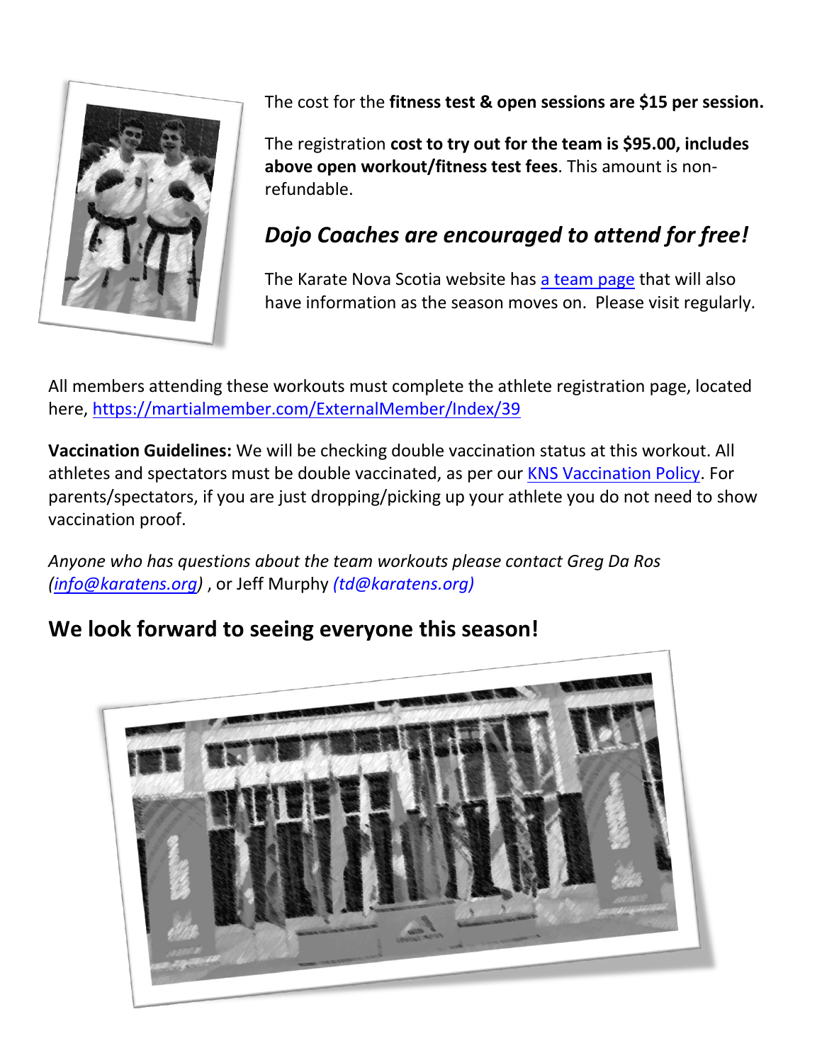The cost for the **fitness test & open sessions are $15 per session.**

The registration **cost to try out for the team is $95.00, includes above open workout/fitness test fees**. This amount is non-refundable.

### *Dojo Coaches are encouraged to attend for free!*

The Karate Nova Scotia website has [a team page]() that will also have information as the season moves on. Please visit regularly.

All members attending these workouts must complete the athlete registration page, located here, [https://martialmember.com/ExternalMember/Index/39](https://martialmember.com/ExternalMember/Index/39)

**Vaccination Guidelines:** We will be checking double vaccination status at this workout. All athletes and spectators must be double vaccinated, as per our [KNS Vaccination Policy](). For parents/spectators, if you are just dropping/picking up your athlete you do not need to show vaccination proof.

*Anyone who has questions about the team workouts please contact Greg Da Ros ([info@karatens.org](mailto:info@karatens.org))* , or Jeff Murphy *(td@karatens.org)*

## We look forward to seeing everyone this season!